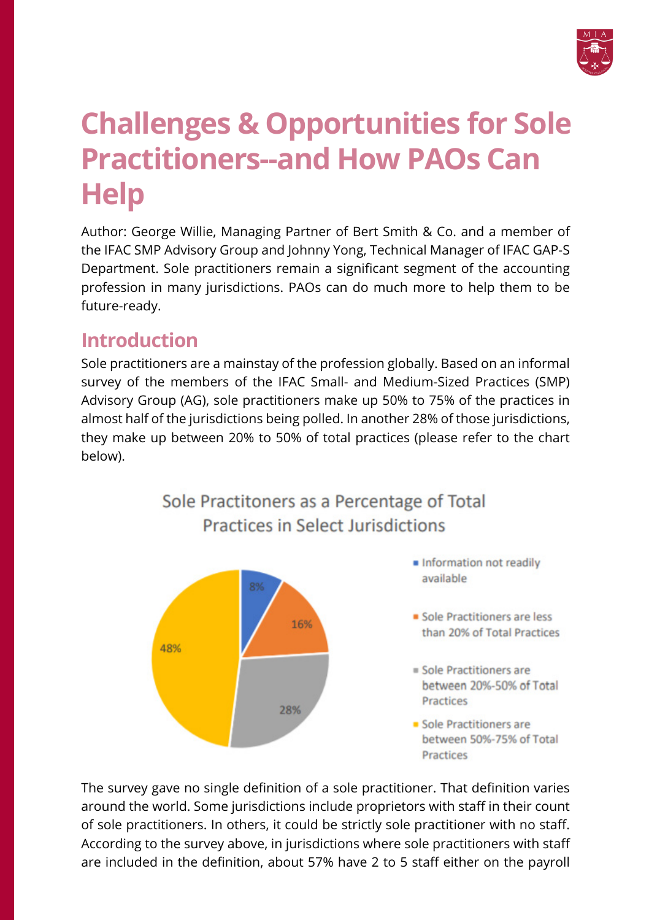# Challenges & Opportunities for Sole Practitioners--and How PAOs Can Help

Author: George Willie, Managing Partner of Bert Smith & Co. and a member of the IFAC SMP Advisory Group and Johnny Yong, Technical Manager of IFAC GAP-S Department. Sole practitioners remain a significant segment of the accounting profession in many jurisdictions. PAOs can do much more to help them to be future-ready.

## Introduction

Sole practitioners are a mainstay of the profession globally. Based on an informal survey of the members of the IFAC Small- and Medium-Sized Practices (SMP) Advisory Group (AG), sole practitioners make up 50% to 75% of the practices in almost half of the jurisdictions being polled. In another 28% of those jurisdictions, they make up between 20% to 50% of total practices (please refer to the chart below).

Sole Practitoners as a Percentage of Total Practices in Select Jurisdictions

| Category | Percentage |
|---|---|
| Information not readily available | 8% |
| Sole Practitioners are less than 20% of Total Practices | 16% |
| Sole Practitioners are between 20%-50% of Total Practices | 28% |
| Sole Practitioners are between 50%-75% of Total Practices | 48% |

The survey gave no single definition of a sole practitioner. That definition varies around the world. Some jurisdictions include proprietors with staff in their count of sole practitioners. In others, it could be strictly sole practitioner with no staff. According to the survey above, in jurisdictions where sole practitioners with staff are included in the definition, about 57% have 2 to 5 staff either on the payroll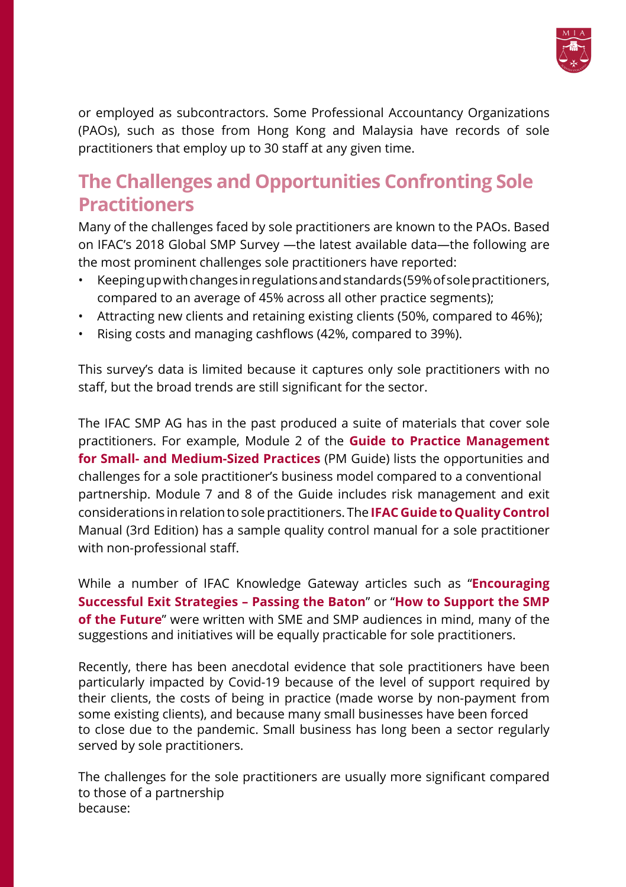or employed as subcontractors. Some Professional Accountancy Organizations (PAOs), such as those from Hong Kong and Malaysia have records of sole practitioners that employ up to 30 staff at any given time.

## The Challenges and Opportunities Confronting Sole Practitioners

Many of the challenges faced by sole practitioners are known to the PAOs. Based on IFAC's 2018 Global SMP Survey —the latest available data—the following are the most prominent challenges sole practitioners have reported:

- Keeping up with changes in regulations and standards (59% of sole practitioners, compared to an average of 45% across all other practice segments);
- Attracting new clients and retaining existing clients (50%, compared to 46%);
- Rising costs and managing cashflows (42%, compared to 39%).

This survey's data is limited because it captures only sole practitioners with no staff, but the broad trends are still significant for the sector.

The IFAC SMP AG has in the past produced a suite of materials that cover sole practitioners. For example, Module 2 of the **Guide to Practice Management for Small- and Medium-Sized Practices** (PM Guide) lists the opportunities and challenges for a sole practitioner's business model compared to a conventional partnership. Module 7 and 8 of the Guide includes risk management and exit considerations in relation to sole practitioners. The **IFAC Guide to Quality Control** Manual (3rd Edition) has a sample quality control manual for a sole practitioner with non-professional staff.

While a number of IFAC Knowledge Gateway articles such as "**Encouraging Successful Exit Strategies – Passing the Baton**" or "**How to Support the SMP of the Future**" were written with SME and SMP audiences in mind, many of the suggestions and initiatives will be equally practicable for sole practitioners.

Recently, there has been anecdotal evidence that sole practitioners have been particularly impacted by Covid-19 because of the level of support required by their clients, the costs of being in practice (made worse by non-payment from some existing clients), and because many small businesses have been forced to close due to the pandemic. Small business has long been a sector regularly served by sole practitioners.

The challenges for the sole practitioners are usually more significant compared to those of a partnership because: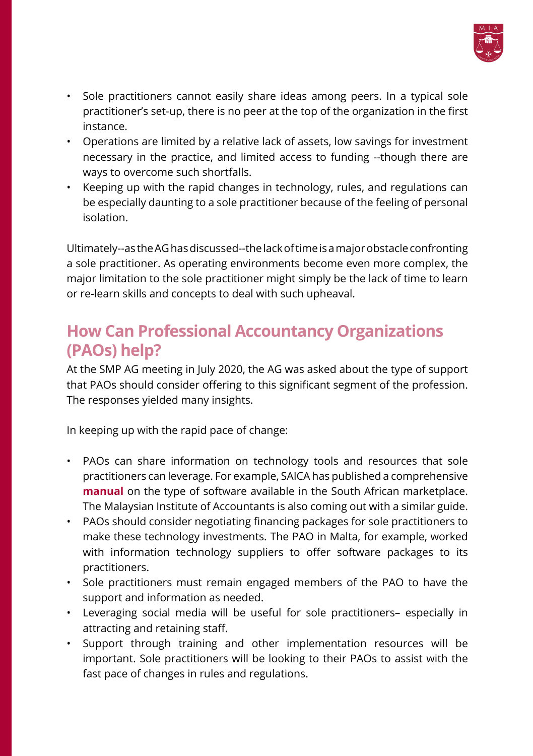- Sole practitioners cannot easily share ideas among peers. In a typical sole practitioner's set-up, there is no peer at the top of the organization in the first instance.
- Operations are limited by a relative lack of assets, low savings for investment necessary in the practice, and limited access to funding --though there are ways to overcome such shortfalls.
- Keeping up with the rapid changes in technology, rules, and regulations can be especially daunting to a sole practitioner because of the feeling of personal isolation.

Ultimately--as the AG has discussed--the lack of time is a major obstacle confronting a sole practitioner. As operating environments become even more complex, the major limitation to the sole practitioner might simply be the lack of time to learn or re-learn skills and concepts to deal with such upheaval.

## How Can Professional Accountancy Organizations (PAOs) help?

At the SMP AG meeting in July 2020, the AG was asked about the type of support that PAOs should consider offering to this significant segment of the profession. The responses yielded many insights.

In keeping up with the rapid pace of change:

- PAOs can share information on technology tools and resources that sole practitioners can leverage. For example, SAICA has published a comprehensive **manual** on the type of software available in the South African marketplace. The Malaysian Institute of Accountants is also coming out with a similar guide.
- PAOs should consider negotiating financing packages for sole practitioners to make these technology investments. The PAO in Malta, for example, worked with information technology suppliers to offer software packages to its practitioners.
- Sole practitioners must remain engaged members of the PAO to have the support and information as needed.
- Leveraging social media will be useful for sole practitioners– especially in attracting and retaining staff.
- Support through training and other implementation resources will be important. Sole practitioners will be looking to their PAOs to assist with the fast pace of changes in rules and regulations.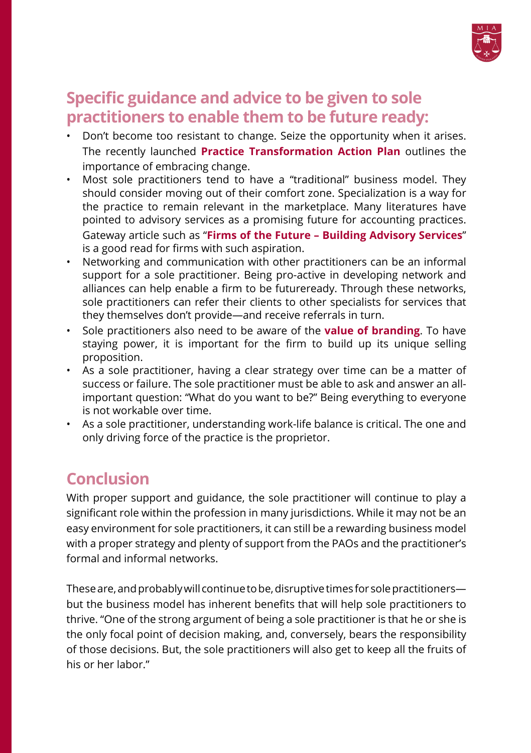## Specific guidance and advice to be given to sole practitioners to enable them to be future ready:

- Don't become too resistant to change. Seize the opportunity when it arises. The recently launched **Practice Transformation Action Plan** outlines the importance of embracing change.
- Most sole practitioners tend to have a "traditional" business model. They should consider moving out of their comfort zone. Specialization is a way for the practice to remain relevant in the marketplace. Many literatures have pointed to advisory services as a promising future for accounting practices. Gateway article such as "**Firms of the Future – Building Advisory Services**" is a good read for firms with such aspiration.
- Networking and communication with other practitioners can be an informal support for a sole practitioner. Being pro-active in developing network and alliances can help enable a firm to be futureready. Through these networks, sole practitioners can refer their clients to other specialists for services that they themselves don't provide—and receive referrals in turn.
- Sole practitioners also need to be aware of the **value of branding**. To have staying power, it is important for the firm to build up its unique selling proposition.
- As a sole practitioner, having a clear strategy over time can be a matter of success or failure. The sole practitioner must be able to ask and answer an all-important question: "What do you want to be?" Being everything to everyone is not workable over time.
- As a sole practitioner, understanding work-life balance is critical. The one and only driving force of the practice is the proprietor.

## Conclusion

With proper support and guidance, the sole practitioner will continue to play a significant role within the profession in many jurisdictions. While it may not be an easy environment for sole practitioners, it can still be a rewarding business model with a proper strategy and plenty of support from the PAOs and the practitioner's formal and informal networks.

These are, and probably will continue to be, disruptive times for sole practitioners—but the business model has inherent benefits that will help sole practitioners to thrive. "One of the strong argument of being a sole practitioner is that he or she is the only focal point of decision making, and, conversely, bears the responsibility of those decisions. But, the sole practitioners will also get to keep all the fruits of his or her labor."